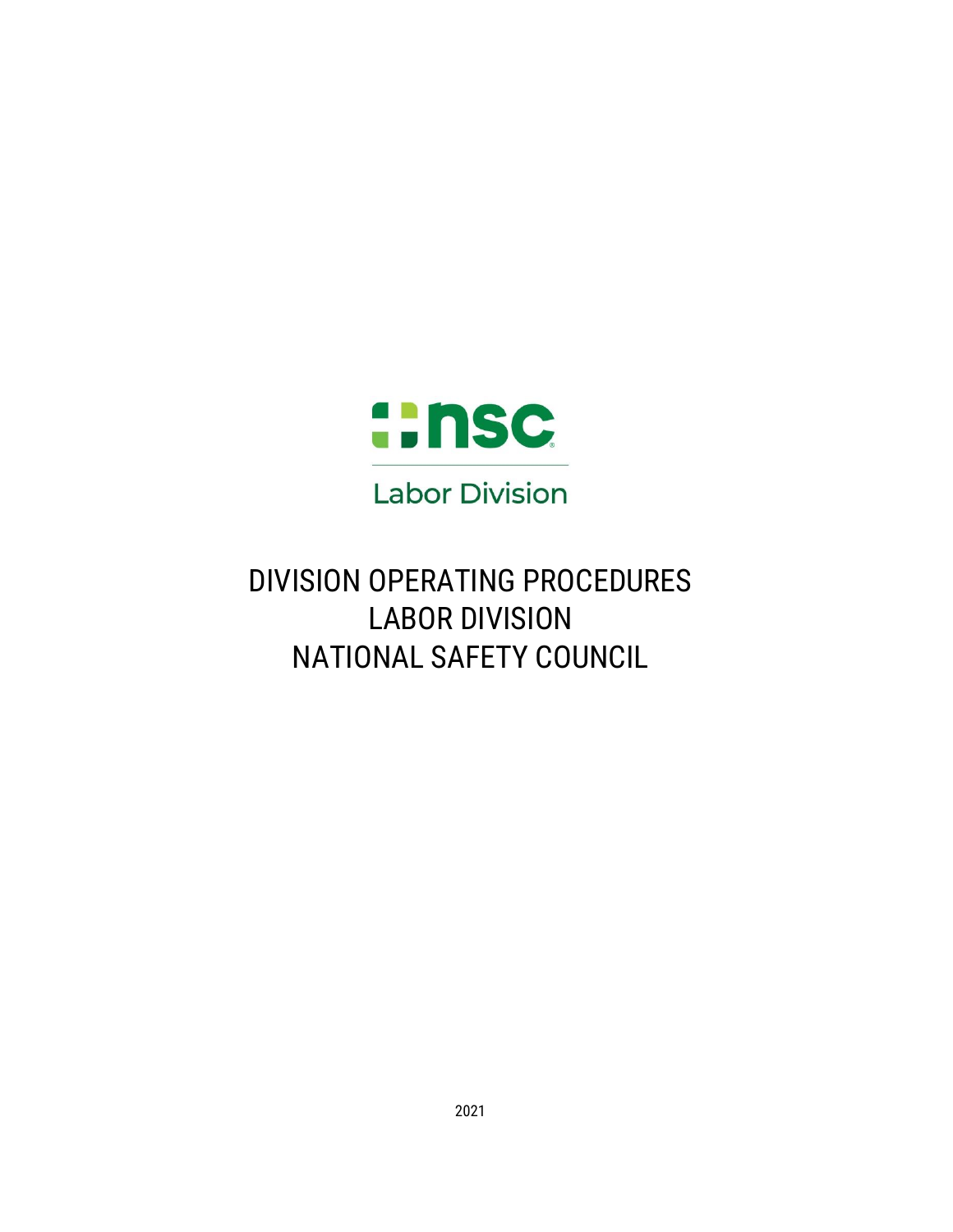nsc

Labor Division

# DIVISION OPERATING PROCEDURES
# LABOR DIVISION
# NATIONAL SAFETY COUNCIL

2021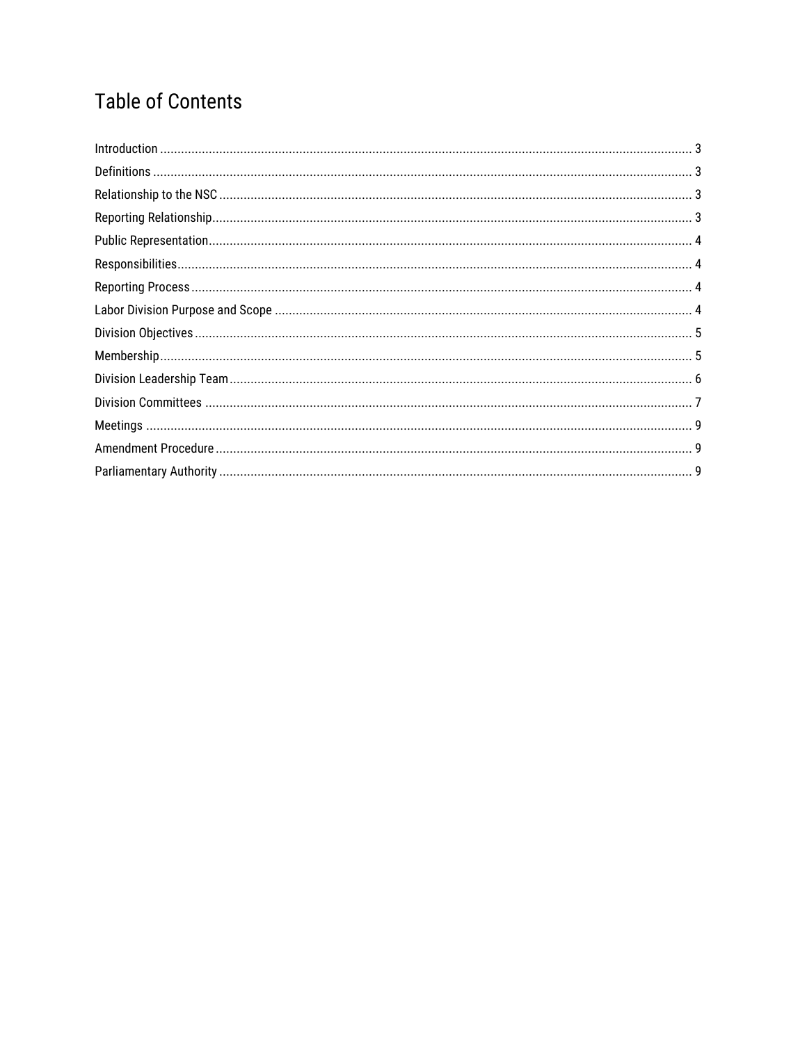# Table of Contents

| | |
|---|---|
| Introduction | 3 |
| Definitions | 3 |
| Relationship to the NSC | 3 |
| Reporting Relationship | 3 |
| Public Representation | 4 |
| Responsibilities | 4 |
| Reporting Process | 4 |
| Labor Division Purpose and Scope | 4 |
| Division Objectives | 5 |
| Membership | 5 |
| Division Leadership Team | 6 |
| Division Committees | 7 |
| Meetings | 9 |
| Amendment Procedure | 9 |
| Parliamentary Authority | 9 |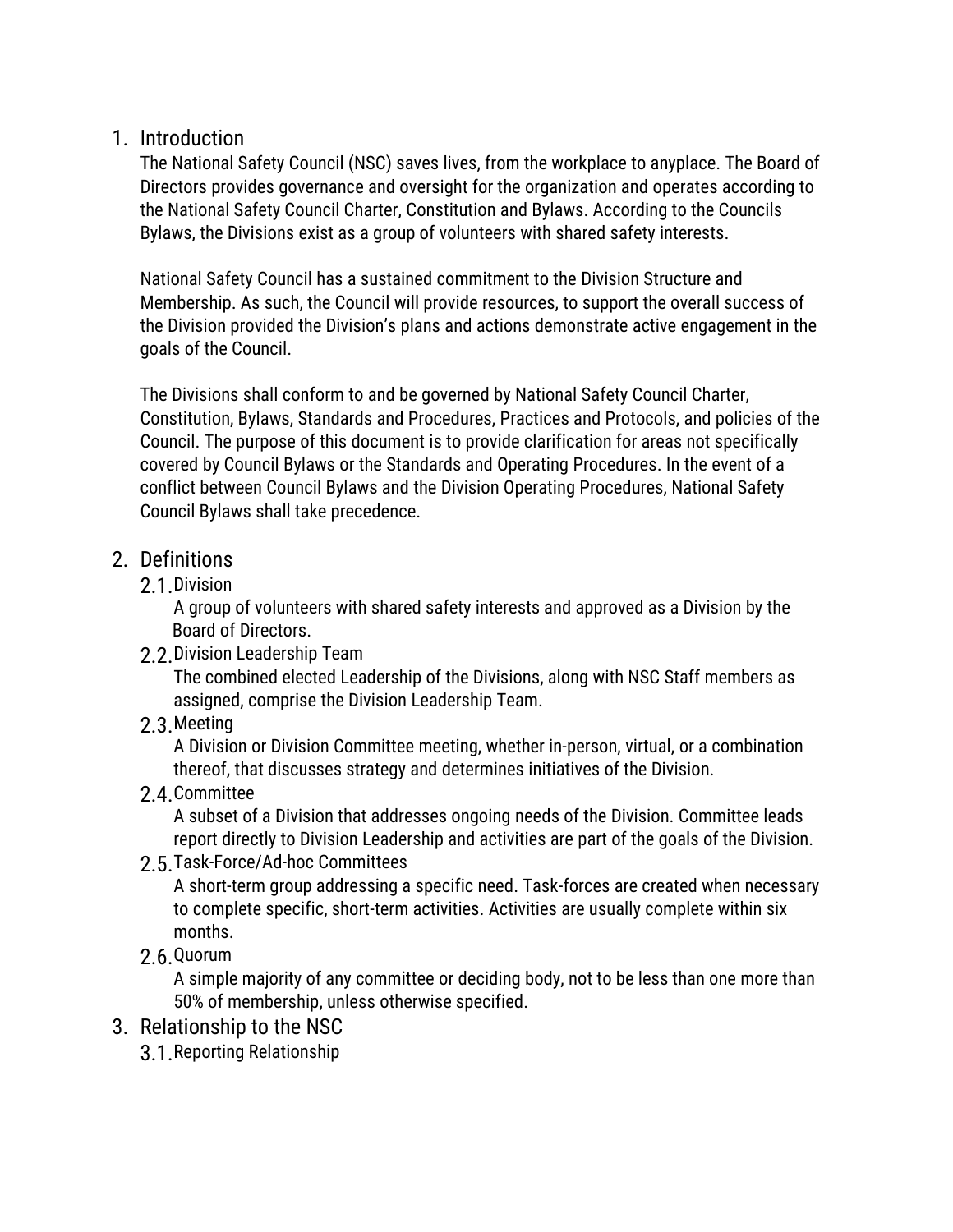## 1. Introduction

The National Safety Council (NSC) saves lives, from the workplace to anyplace. The Board of Directors provides governance and oversight for the organization and operates according to the National Safety Council Charter, Constitution and Bylaws. According to the Councils Bylaws, the Divisions exist as a group of volunteers with shared safety interests.

National Safety Council has a sustained commitment to the Division Structure and Membership. As such, the Council will provide resources, to support the overall success of the Division provided the Division's plans and actions demonstrate active engagement in the goals of the Council.

The Divisions shall conform to and be governed by National Safety Council Charter, Constitution, Bylaws, Standards and Procedures, Practices and Protocols, and policies of the Council. The purpose of this document is to provide clarification for areas not specifically covered by Council Bylaws or the Standards and Operating Procedures. In the event of a conflict between Council Bylaws and the Division Operating Procedures, National Safety Council Bylaws shall take precedence.

## 2. Definitions

### 2.1. Division

A group of volunteers with shared safety interests and approved as a Division by the Board of Directors.

### 2.2. Division Leadership Team

The combined elected Leadership of the Divisions, along with NSC Staff members as assigned, comprise the Division Leadership Team.

### 2.3. Meeting

A Division or Division Committee meeting, whether in-person, virtual, or a combination thereof, that discusses strategy and determines initiatives of the Division.

### 2.4. Committee

A subset of a Division that addresses ongoing needs of the Division. Committee leads report directly to Division Leadership and activities are part of the goals of the Division.

### 2.5. Task-Force/Ad-hoc Committees

A short-term group addressing a specific need. Task-forces are created when necessary to complete specific, short-term activities. Activities are usually complete within six months.

### 2.6. Quorum

A simple majority of any committee or deciding body, not to be less than one more than 50% of membership, unless otherwise specified.

## 3. Relationship to the NSC

### 3.1. Reporting Relationship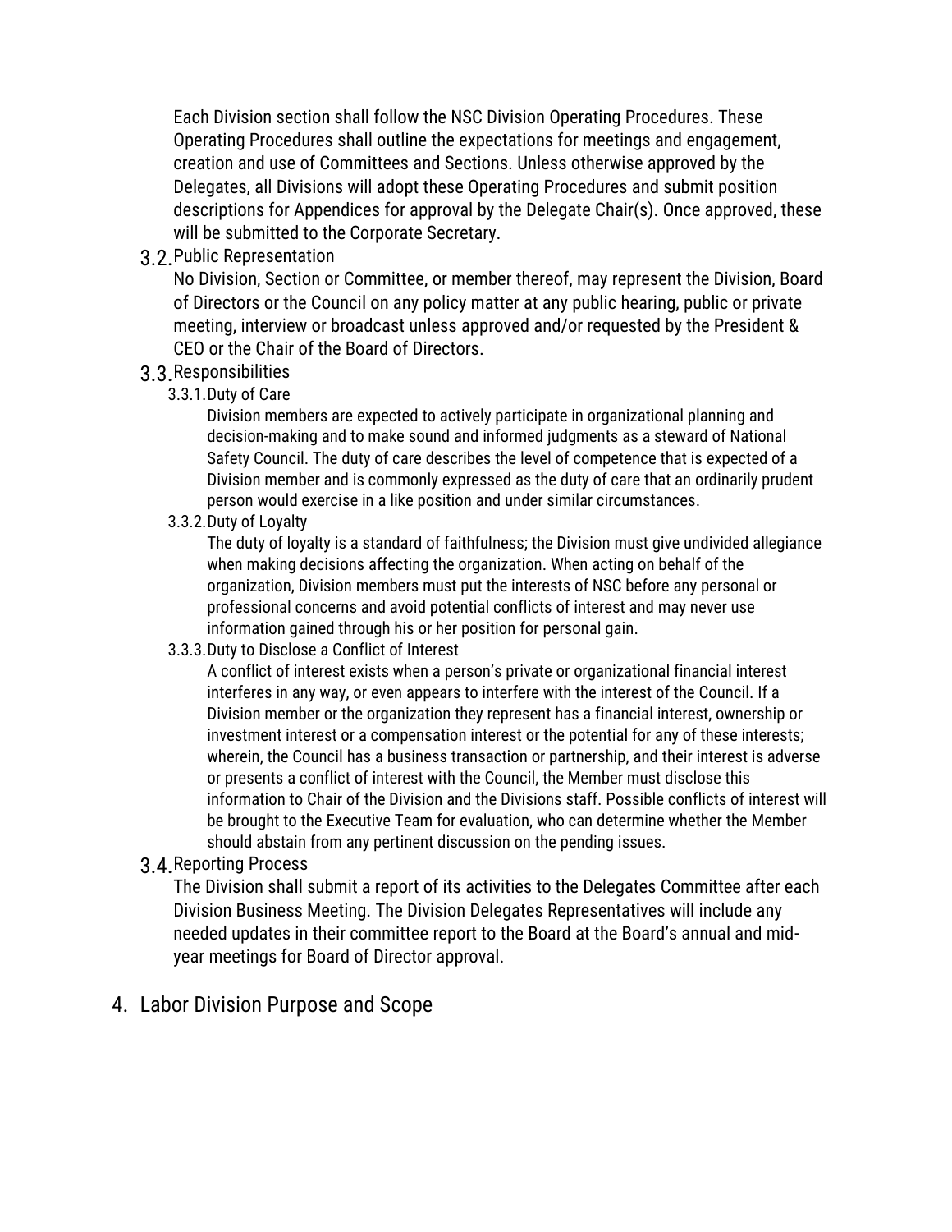Each Division section shall follow the NSC Division Operating Procedures. These Operating Procedures shall outline the expectations for meetings and engagement, creation and use of Committees and Sections. Unless otherwise approved by the Delegates, all Divisions will adopt these Operating Procedures and submit position descriptions for Appendices for approval by the Delegate Chair(s). Once approved, these will be submitted to the Corporate Secretary.

### 3.2. Public Representation

No Division, Section or Committee, or member thereof, may represent the Division, Board of Directors or the Council on any policy matter at any public hearing, public or private meeting, interview or broadcast unless approved and/or requested by the President & CEO or the Chair of the Board of Directors.

### 3.3. Responsibilities

#### 3.3.1. Duty of Care

Division members are expected to actively participate in organizational planning and decision-making and to make sound and informed judgments as a steward of National Safety Council. The duty of care describes the level of competence that is expected of a Division member and is commonly expressed as the duty of care that an ordinarily prudent person would exercise in a like position and under similar circumstances.

#### 3.3.2. Duty of Loyalty

The duty of loyalty is a standard of faithfulness; the Division must give undivided allegiance when making decisions affecting the organization. When acting on behalf of the organization, Division members must put the interests of NSC before any personal or professional concerns and avoid potential conflicts of interest and may never use information gained through his or her position for personal gain.

#### 3.3.3. Duty to Disclose a Conflict of Interest

A conflict of interest exists when a person's private or organizational financial interest interferes in any way, or even appears to interfere with the interest of the Council. If a Division member or the organization they represent has a financial interest, ownership or investment interest or a compensation interest or the potential for any of these interests; wherein, the Council has a business transaction or partnership, and their interest is adverse or presents a conflict of interest with the Council, the Member must disclose this information to Chair of the Division and the Divisions staff. Possible conflicts of interest will be brought to the Executive Team for evaluation, who can determine whether the Member should abstain from any pertinent discussion on the pending issues.

### 3.4. Reporting Process

The Division shall submit a report of its activities to the Delegates Committee after each Division Business Meeting. The Division Delegates Representatives will include any needed updates in their committee report to the Board at the Board's annual and mid-year meetings for Board of Director approval.

## 4. Labor Division Purpose and Scope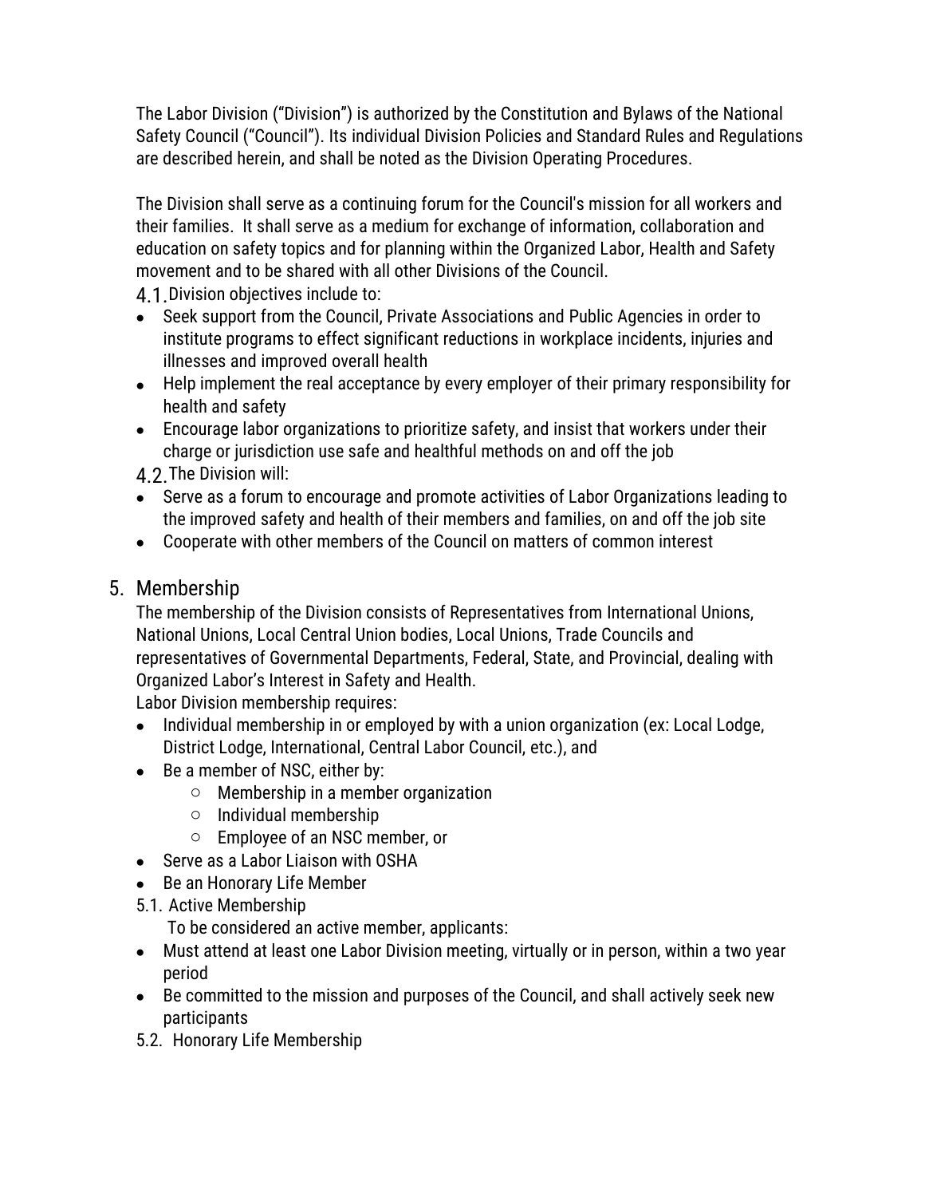The Labor Division ("Division") is authorized by the Constitution and Bylaws of the National Safety Council ("Council"). Its individual Division Policies and Standard Rules and Regulations are described herein, and shall be noted as the Division Operating Procedures.

The Division shall serve as a continuing forum for the Council's mission for all workers and their families. It shall serve as a medium for exchange of information, collaboration and education on safety topics and for planning within the Organized Labor, Health and Safety movement and to be shared with all other Divisions of the Council.

4.1. Division objectives include to:

- Seek support from the Council, Private Associations and Public Agencies in order to institute programs to effect significant reductions in workplace incidents, injuries and illnesses and improved overall health
- Help implement the real acceptance by every employer of their primary responsibility for health and safety
- Encourage labor organizations to prioritize safety, and insist that workers under their charge or jurisdiction use safe and healthful methods on and off the job

4.2. The Division will:

- Serve as a forum to encourage and promote activities of Labor Organizations leading to the improved safety and health of their members and families, on and off the job site
- Cooperate with other members of the Council on matters of common interest

## 5. Membership

The membership of the Division consists of Representatives from International Unions, National Unions, Local Central Union bodies, Local Unions, Trade Councils and representatives of Governmental Departments, Federal, State, and Provincial, dealing with Organized Labor's Interest in Safety and Health.

Labor Division membership requires:

- Individual membership in or employed by with a union organization (ex: Local Lodge, District Lodge, International, Central Labor Council, etc.), and
- Be a member of NSC, either by:
    - Membership in a member organization
    - Individual membership
    - Employee of an NSC member, or
- Serve as a Labor Liaison with OSHA
- Be an Honorary Life Member

5.1. Active Membership

To be considered an active member, applicants:

- Must attend at least one Labor Division meeting, virtually or in person, within a two year period
- Be committed to the mission and purposes of the Council, and shall actively seek new participants

5.2. Honorary Life Membership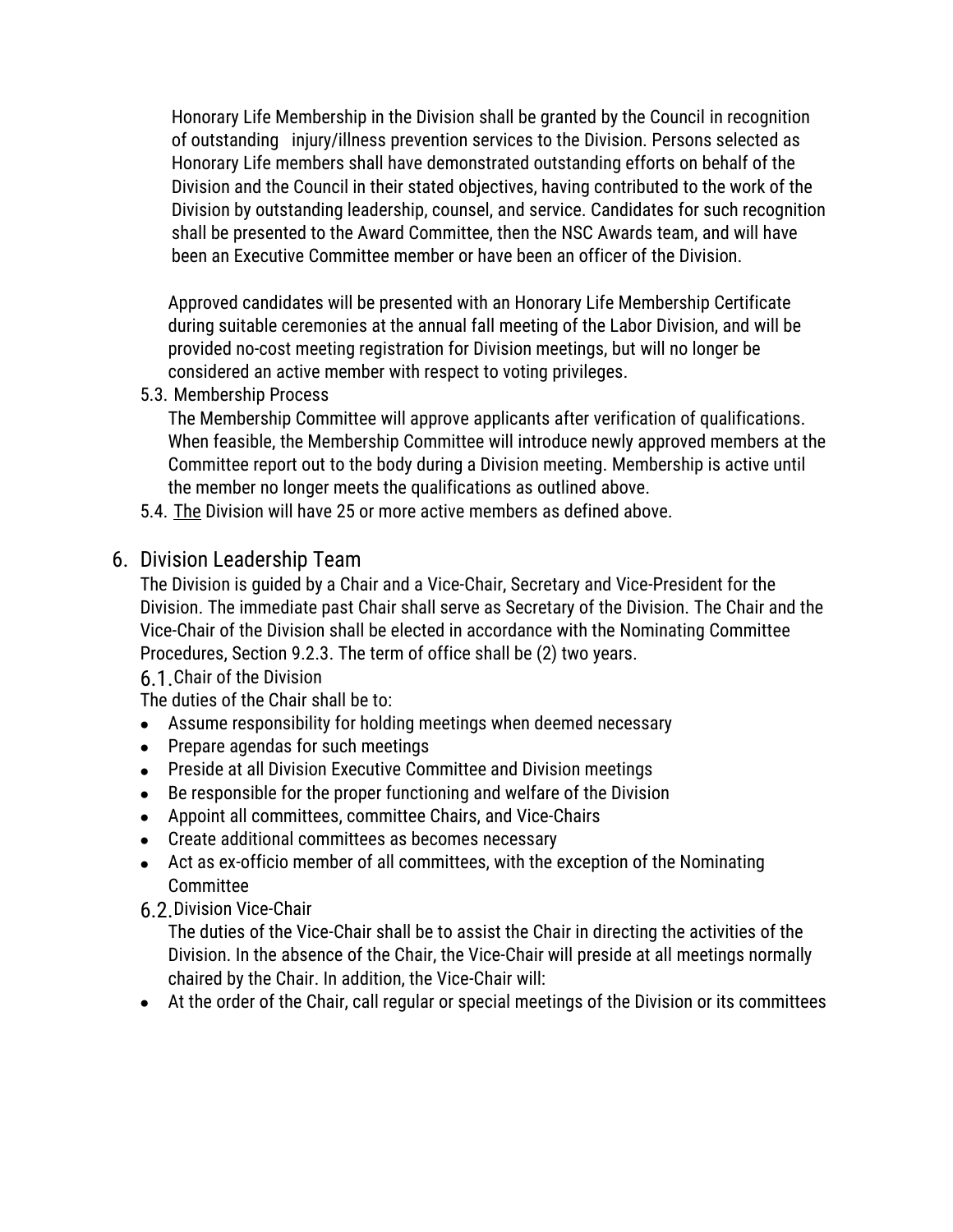Honorary Life Membership in the Division shall be granted by the Council in recognition of outstanding injury/illness prevention services to the Division. Persons selected as Honorary Life members shall have demonstrated outstanding efforts on behalf of the Division and the Council in their stated objectives, having contributed to the work of the Division by outstanding leadership, counsel, and service. Candidates for such recognition shall be presented to the Award Committee, then the NSC Awards team, and will have been an Executive Committee member or have been an officer of the Division.

Approved candidates will be presented with an Honorary Life Membership Certificate during suitable ceremonies at the annual fall meeting of the Labor Division, and will be provided no-cost meeting registration for Division meetings, but will no longer be considered an active member with respect to voting privileges.

5.3. Membership Process

The Membership Committee will approve applicants after verification of qualifications. When feasible, the Membership Committee will introduce newly approved members at the Committee report out to the body during a Division meeting. Membership is active until the member no longer meets the qualifications as outlined above.

5.4. The Division will have 25 or more active members as defined above.

## 6. Division Leadership Team

The Division is guided by a Chair and a Vice-Chair, Secretary and Vice-President for the Division. The immediate past Chair shall serve as Secretary of the Division. The Chair and the Vice-Chair of the Division shall be elected in accordance with the Nominating Committee Procedures, Section 9.2.3. The term of office shall be (2) two years.

### 6.1. Chair of the Division

The duties of the Chair shall be to:

- Assume responsibility for holding meetings when deemed necessary
- Prepare agendas for such meetings
- Preside at all Division Executive Committee and Division meetings
- Be responsible for the proper functioning and welfare of the Division
- Appoint all committees, committee Chairs, and Vice-Chairs
- Create additional committees as becomes necessary
- Act as ex-officio member of all committees, with the exception of the Nominating Committee

### 6.2. Division Vice-Chair

The duties of the Vice-Chair shall be to assist the Chair in directing the activities of the Division. In the absence of the Chair, the Vice-Chair will preside at all meetings normally chaired by the Chair. In addition, the Vice-Chair will:

- At the order of the Chair, call regular or special meetings of the Division or its committees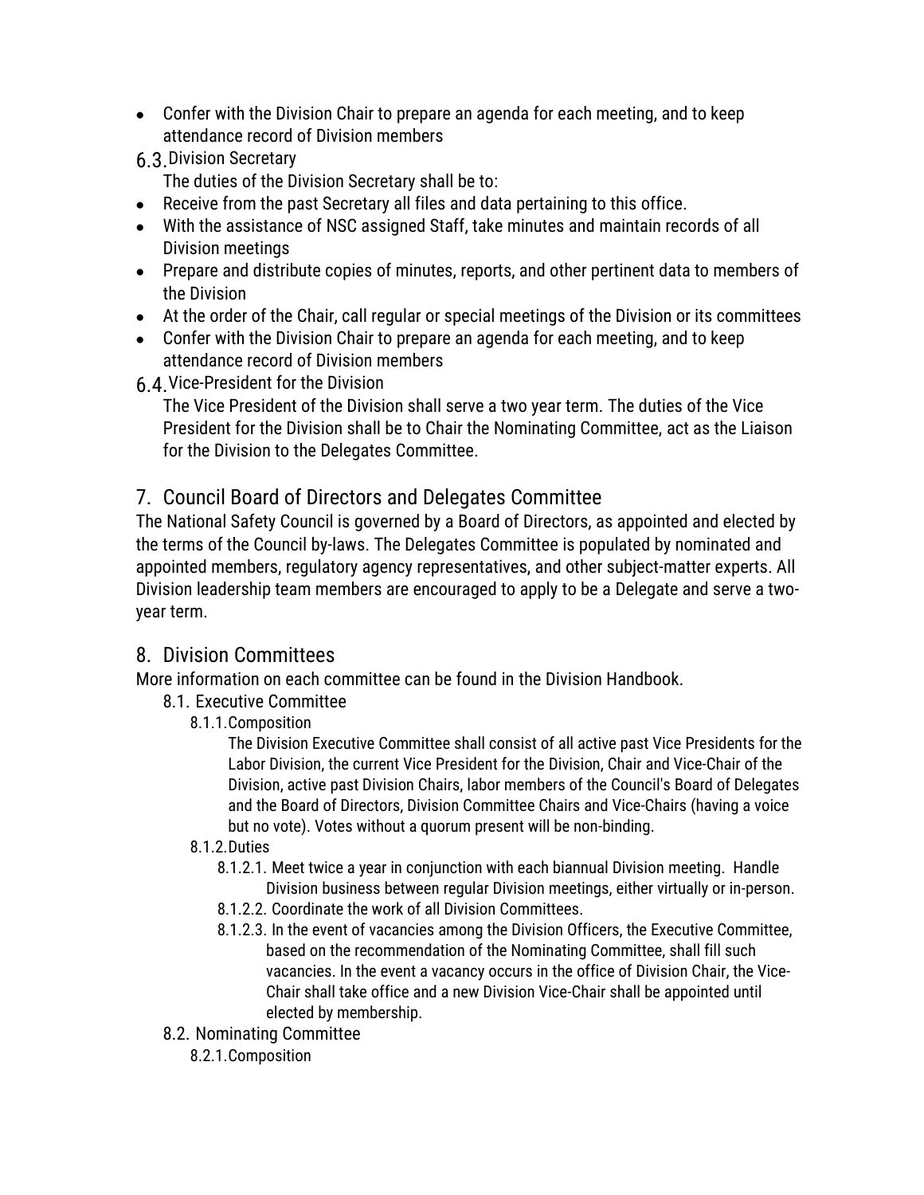- Confer with the Division Chair to prepare an agenda for each meeting, and to keep attendance record of Division members

### 6.3. Division Secretary

The duties of the Division Secretary shall be to:

- Receive from the past Secretary all files and data pertaining to this office.
- With the assistance of NSC assigned Staff, take minutes and maintain records of all Division meetings
- Prepare and distribute copies of minutes, reports, and other pertinent data to members of the Division
- At the order of the Chair, call regular or special meetings of the Division or its committees
- Confer with the Division Chair to prepare an agenda for each meeting, and to keep attendance record of Division members

### 6.4. Vice-President for the Division

The Vice President of the Division shall serve a two year term. The duties of the Vice President for the Division shall be to Chair the Nominating Committee, act as the Liaison for the Division to the Delegates Committee.

## 7. Council Board of Directors and Delegates Committee

The National Safety Council is governed by a Board of Directors, as appointed and elected by the terms of the Council by-laws. The Delegates Committee is populated by nominated and appointed members, regulatory agency representatives, and other subject-matter experts. All Division leadership team members are encouraged to apply to be a Delegate and serve a two-year term.

## 8. Division Committees

More information on each committee can be found in the Division Handbook.

### 8.1. Executive Committee

#### 8.1.1. Composition

The Division Executive Committee shall consist of all active past Vice Presidents for the Labor Division, the current Vice President for the Division, Chair and Vice-Chair of the Division, active past Division Chairs, labor members of the Council's Board of Delegates and the Board of Directors, Division Committee Chairs and Vice-Chairs (having a voice but no vote). Votes without a quorum present will be non-binding.

#### 8.1.2. Duties

8.1.2.1. Meet twice a year in conjunction with each biannual Division meeting. Handle Division business between regular Division meetings, either virtually or in-person.

8.1.2.2. Coordinate the work of all Division Committees.

8.1.2.3. In the event of vacancies among the Division Officers, the Executive Committee, based on the recommendation of the Nominating Committee, shall fill such vacancies. In the event a vacancy occurs in the office of Division Chair, the Vice-Chair shall take office and a new Division Vice-Chair shall be appointed until elected by membership.

### 8.2. Nominating Committee

#### 8.2.1. Composition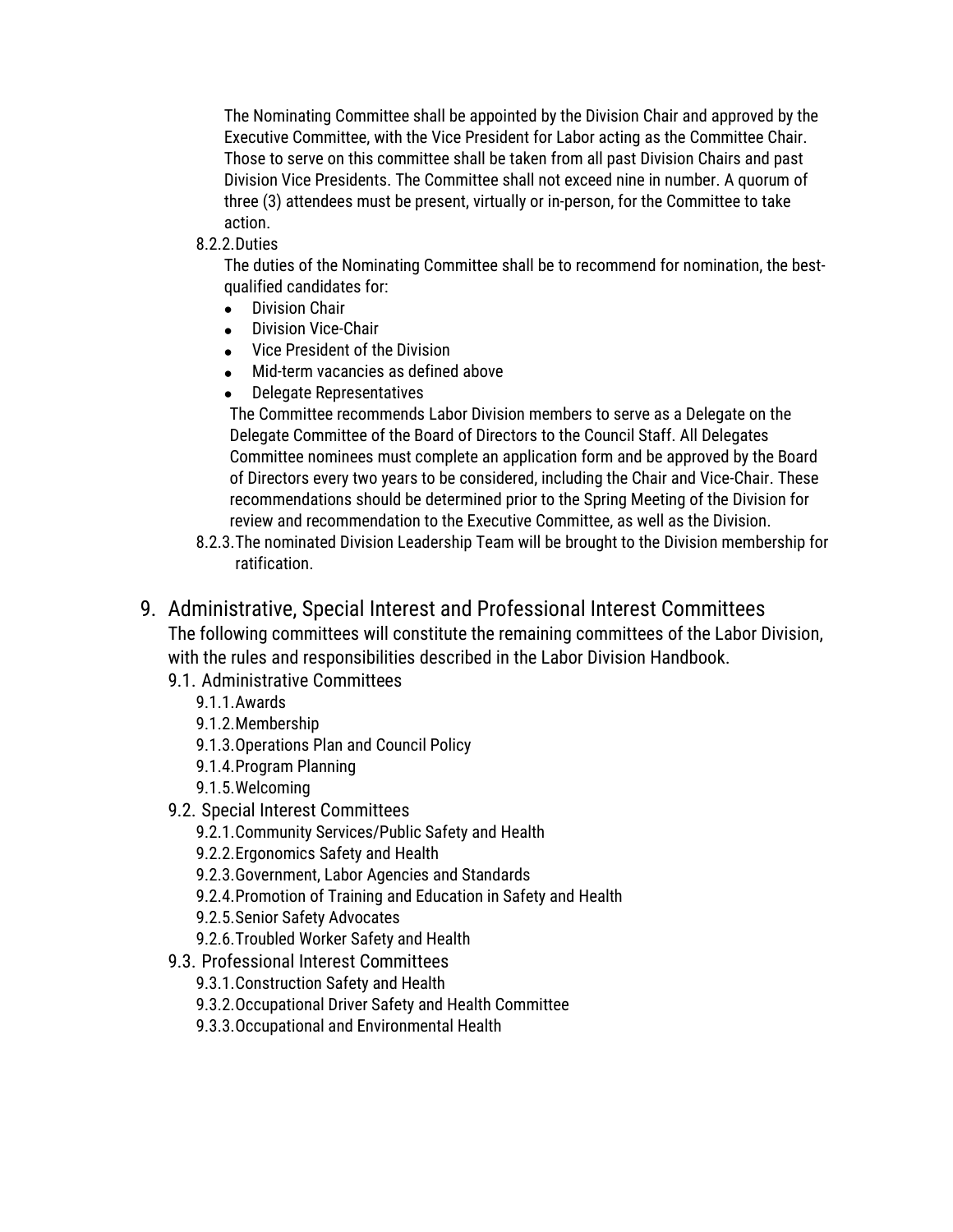The Nominating Committee shall be appointed by the Division Chair and approved by the Executive Committee, with the Vice President for Labor acting as the Committee Chair. Those to serve on this committee shall be taken from all past Division Chairs and past Division Vice Presidents. The Committee shall not exceed nine in number. A quorum of three (3) attendees must be present, virtually or in-person, for the Committee to take action.

8.2.2. Duties

The duties of the Nominating Committee shall be to recommend for nomination, the best-qualified candidates for:

- Division Chair
- Division Vice-Chair
- Vice President of the Division
- Mid-term vacancies as defined above
- Delegate Representatives

The Committee recommends Labor Division members to serve as a Delegate on the Delegate Committee of the Board of Directors to the Council Staff. All Delegates Committee nominees must complete an application form and be approved by the Board of Directors every two years to be considered, including the Chair and Vice-Chair. These recommendations should be determined prior to the Spring Meeting of the Division for review and recommendation to the Executive Committee, as well as the Division.

8.2.3. The nominated Division Leadership Team will be brought to the Division membership for ratification.

## 9. Administrative, Special Interest and Professional Interest Committees

The following committees will constitute the remaining committees of the Labor Division, with the rules and responsibilities described in the Labor Division Handbook.

### 9.1. Administrative Committees

- 9.1.1. Awards
- 9.1.2. Membership
- 9.1.3. Operations Plan and Council Policy
- 9.1.4. Program Planning
- 9.1.5. Welcoming

### 9.2. Special Interest Committees

- 9.2.1. Community Services/Public Safety and Health
- 9.2.2. Ergonomics Safety and Health
- 9.2.3. Government, Labor Agencies and Standards
- 9.2.4. Promotion of Training and Education in Safety and Health
- 9.2.5. Senior Safety Advocates
- 9.2.6. Troubled Worker Safety and Health

### 9.3. Professional Interest Committees

- 9.3.1. Construction Safety and Health
- 9.3.2. Occupational Driver Safety and Health Committee
- 9.3.3. Occupational and Environmental Health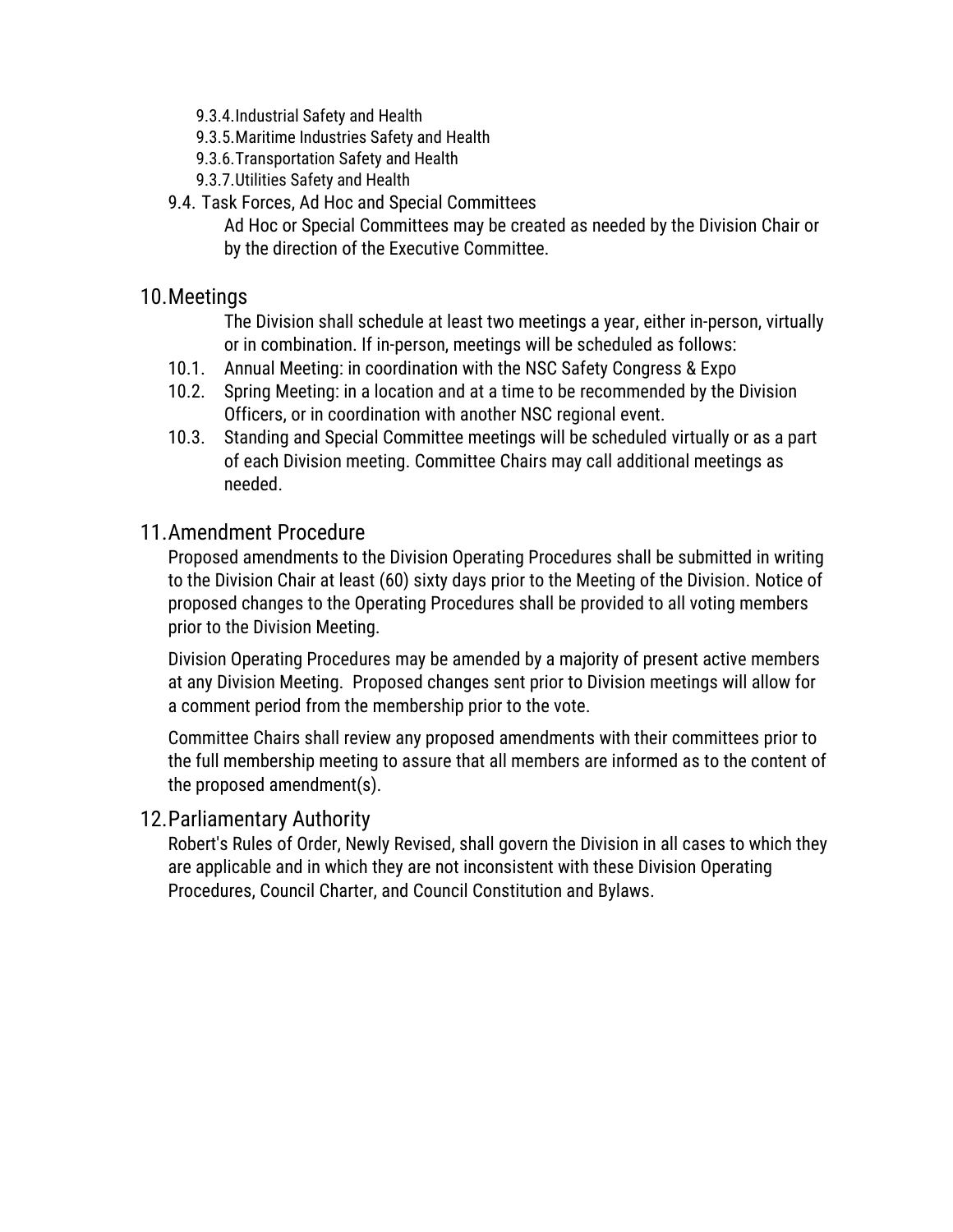9.3.4. Industrial Safety and Health
9.3.5. Maritime Industries Safety and Health
9.3.6. Transportation Safety and Health
9.3.7. Utilities Safety and Health

9.4. Task Forces, Ad Hoc and Special Committees

Ad Hoc or Special Committees may be created as needed by the Division Chair or by the direction of the Executive Committee.

## 10. Meetings

The Division shall schedule at least two meetings a year, either in-person, virtually or in combination. If in-person, meetings will be scheduled as follows:

10.1. Annual Meeting: in coordination with the NSC Safety Congress & Expo

10.2. Spring Meeting: in a location and at a time to be recommended by the Division Officers, or in coordination with another NSC regional event.

10.3. Standing and Special Committee meetings will be scheduled virtually or as a part of each Division meeting. Committee Chairs may call additional meetings as needed.

## 11. Amendment Procedure

Proposed amendments to the Division Operating Procedures shall be submitted in writing to the Division Chair at least (60) sixty days prior to the Meeting of the Division. Notice of proposed changes to the Operating Procedures shall be provided to all voting members prior to the Division Meeting.

Division Operating Procedures may be amended by a majority of present active members at any Division Meeting. Proposed changes sent prior to Division meetings will allow for a comment period from the membership prior to the vote.

Committee Chairs shall review any proposed amendments with their committees prior to the full membership meeting to assure that all members are informed as to the content of the proposed amendment(s).

## 12. Parliamentary Authority

Robert's Rules of Order, Newly Revised, shall govern the Division in all cases to which they are applicable and in which they are not inconsistent with these Division Operating Procedures, Council Charter, and Council Constitution and Bylaws.